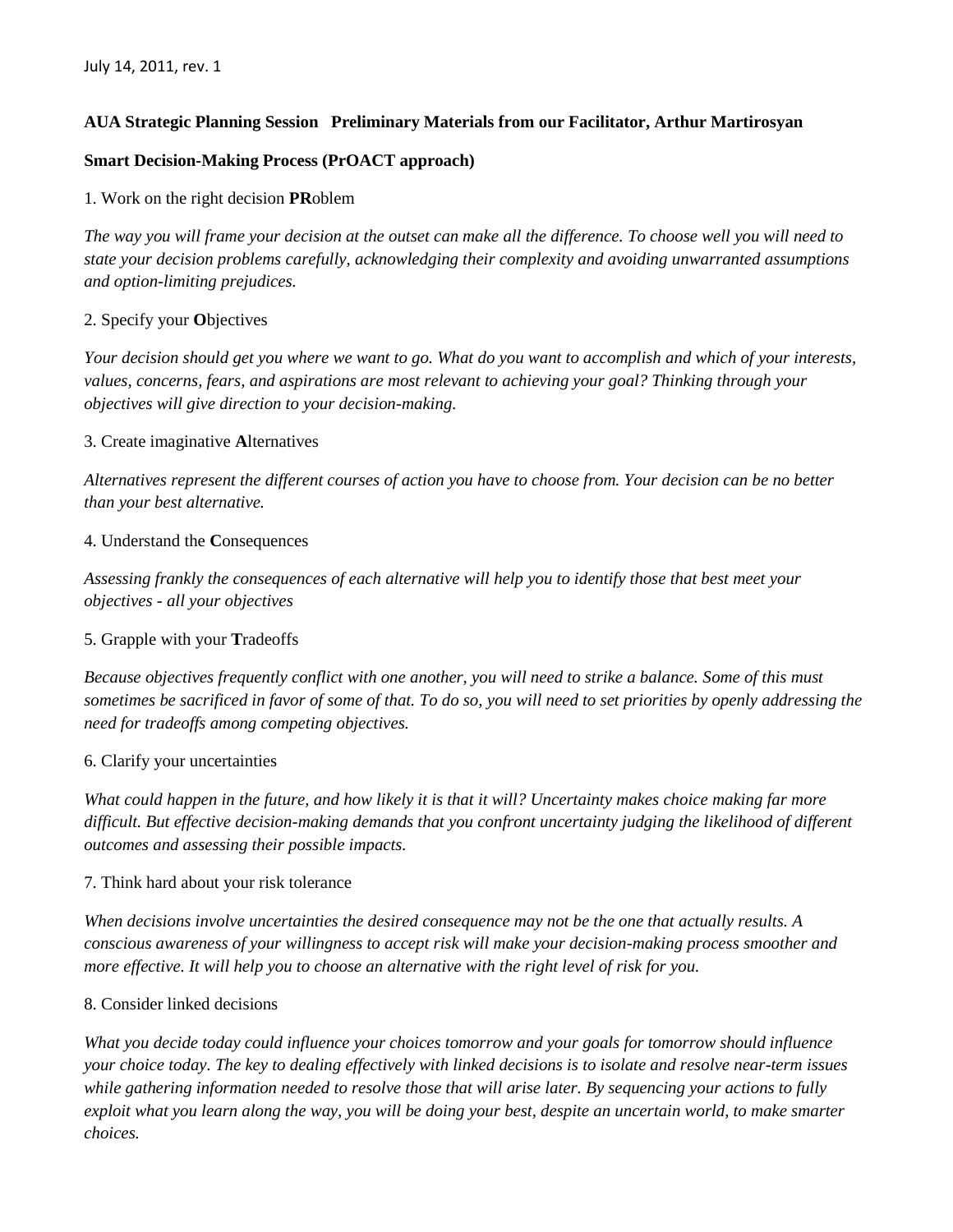July 14, 2011, rev. 1

**AUA Strategic Planning Session   Preliminary Materials from our Facilitator, Arthur Martirosyan**

**Smart Decision-Making Process (PrOACT approach)**

1. Work on the right decision **PR**oblem

*The way you will frame your decision at the outset can make all the difference. To choose well you will need to state your decision problems carefully, acknowledging their complexity and avoiding unwarranted assumptions and option-limiting prejudices.*

2. Specify your **O**bjectives

*Your decision should get you where we want to go. What do you want to accomplish and which of your interests, values, concerns, fears, and aspirations are most relevant to achieving your goal? Thinking through your objectives will give direction to your decision-making.*

3. Create imaginative **A**lternatives

*Alternatives represent the different courses of action you have to choose from. Your decision can be no better than your best alternative.*

4. Understand the **C**onsequences

*Assessing frankly the consequences of each alternative will help you to identify those that best meet your objectives - all your objectives*

5. Grapple with your **T**radeoffs

*Because objectives frequently conflict with one another, you will need to strike a balance. Some of this must sometimes be sacrificed in favor of some of that. To do so, you will need to set priorities by openly addressing the need for tradeoffs among competing objectives.*

6. Clarify your uncertainties

*What could happen in the future, and how likely it is that it will? Uncertainty makes choice making far more difficult. But effective decision-making demands that you confront uncertainty judging the likelihood of different outcomes and assessing their possible impacts.*

7. Think hard about your risk tolerance

*When decisions involve uncertainties the desired consequence may not be the one that actually results. A conscious awareness of your willingness to accept risk will make your decision-making process smoother and more effective. It will help you to choose an alternative with the right level of risk for you.*

8. Consider linked decisions

*What you decide today could influence your choices tomorrow and your goals for tomorrow should influence your choice today. The key to dealing effectively with linked decisions is to isolate and resolve near-term issues while gathering information needed to resolve those that will arise later. By sequencing your actions to fully exploit what you learn along the way, you will be doing your best, despite an uncertain world, to make smarter choices.*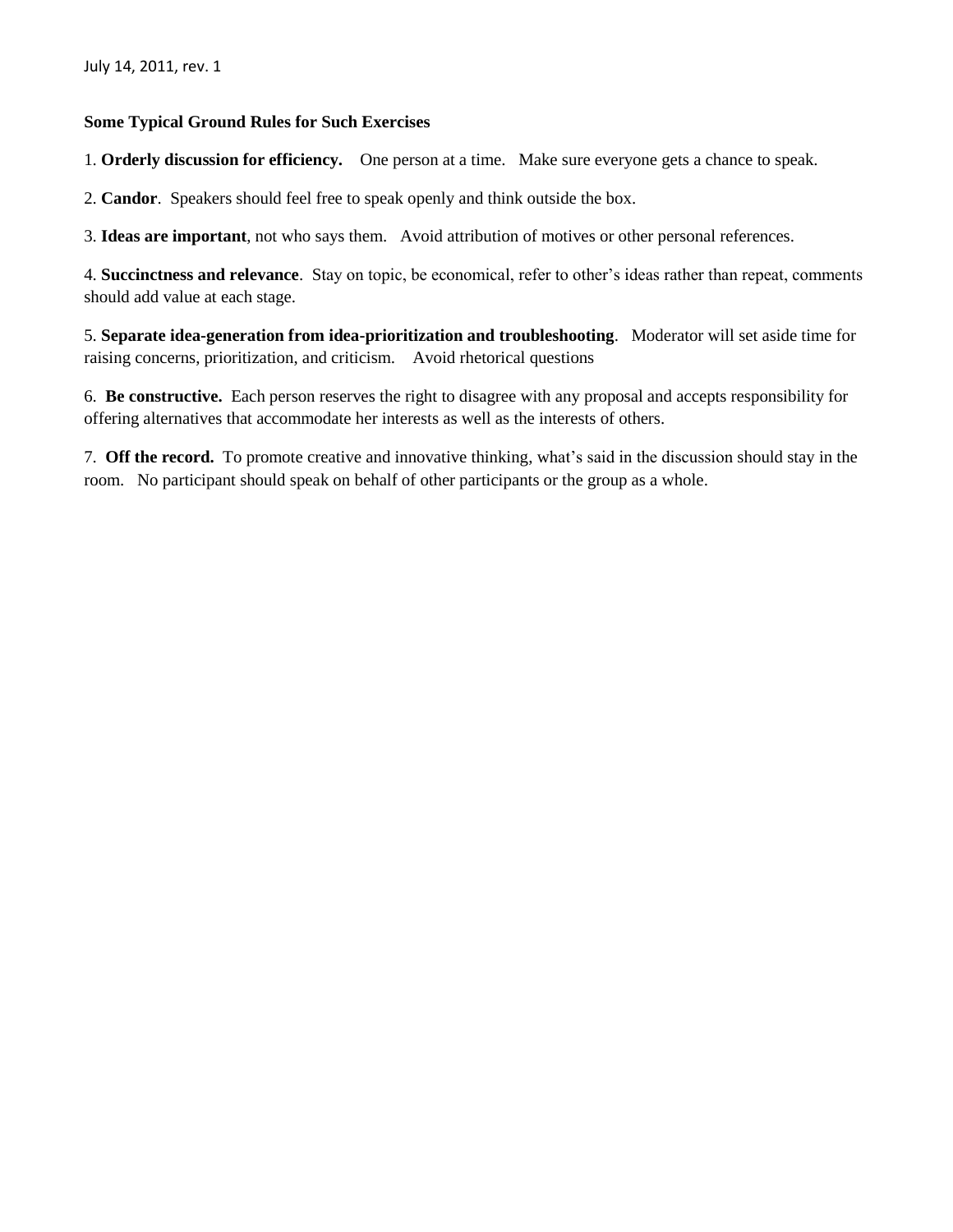July 14, 2011, rev. 1

**Some Typical Ground Rules for Such Exercises**

1. **Orderly discussion for efficiency.** One person at a time. Make sure everyone gets a chance to speak.

2. **Candor**. Speakers should feel free to speak openly and think outside the box.

3. **Ideas are important**, not who says them. Avoid attribution of motives or other personal references.

4. **Succinctness and relevance**. Stay on topic, be economical, refer to other's ideas rather than repeat, comments should add value at each stage.

5. **Separate idea-generation from idea-prioritization and troubleshooting**. Moderator will set aside time for raising concerns, prioritization, and criticism. Avoid rhetorical questions

6. **Be constructive.** Each person reserves the right to disagree with any proposal and accepts responsibility for offering alternatives that accommodate her interests as well as the interests of others.

7. **Off the record.** To promote creative and innovative thinking, what's said in the discussion should stay in the room. No participant should speak on behalf of other participants or the group as a whole.